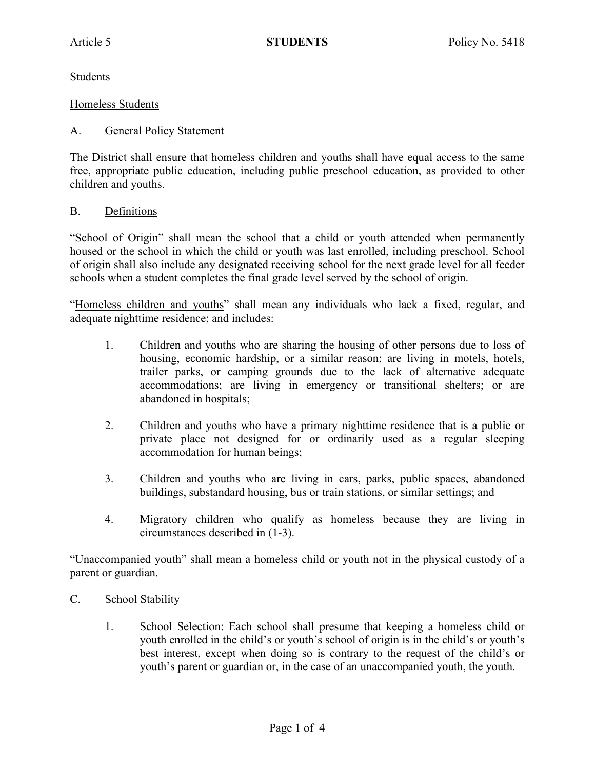Article 5 **STUDENTS** Policy No. 5418

## Students

## Homeless Students

### A. General Policy Statement

The District shall ensure that homeless children and youths shall have equal access to the same free, appropriate public education, including public preschool education, as provided to other children and youths.

### B. Definitions

"School of Origin" shall mean the school that a child or youth attended when permanently housed or the school in which the child or youth was last enrolled, including preschool. School of origin shall also include any designated receiving school for the next grade level for all feeder schools when a student completes the final grade level served by the school of origin.

"Homeless children and youths" shall mean any individuals who lack a fixed, regular, and adequate nighttime residence; and includes:

1. Children and youths who are sharing the housing of other persons due to loss of housing, economic hardship, or a similar reason; are living in motels, hotels, trailer parks, or camping grounds due to the lack of alternative adequate accommodations; are living in emergency or transitional shelters; or are abandoned in hospitals;

2. Children and youths who have a primary nighttime residence that is a public or private place not designed for or ordinarily used as a regular sleeping accommodation for human beings;

3. Children and youths who are living in cars, parks, public spaces, abandoned buildings, substandard housing, bus or train stations, or similar settings; and

4. Migratory children who qualify as homeless because they are living in circumstances described in (1-3).

"Unaccompanied youth" shall mean a homeless child or youth not in the physical custody of a parent or guardian.

### C. School Stability

1. School Selection: Each school shall presume that keeping a homeless child or youth enrolled in the child's or youth's school of origin is in the child's or youth's best interest, except when doing so is contrary to the request of the child's or youth's parent or guardian or, in the case of an unaccompanied youth, the youth.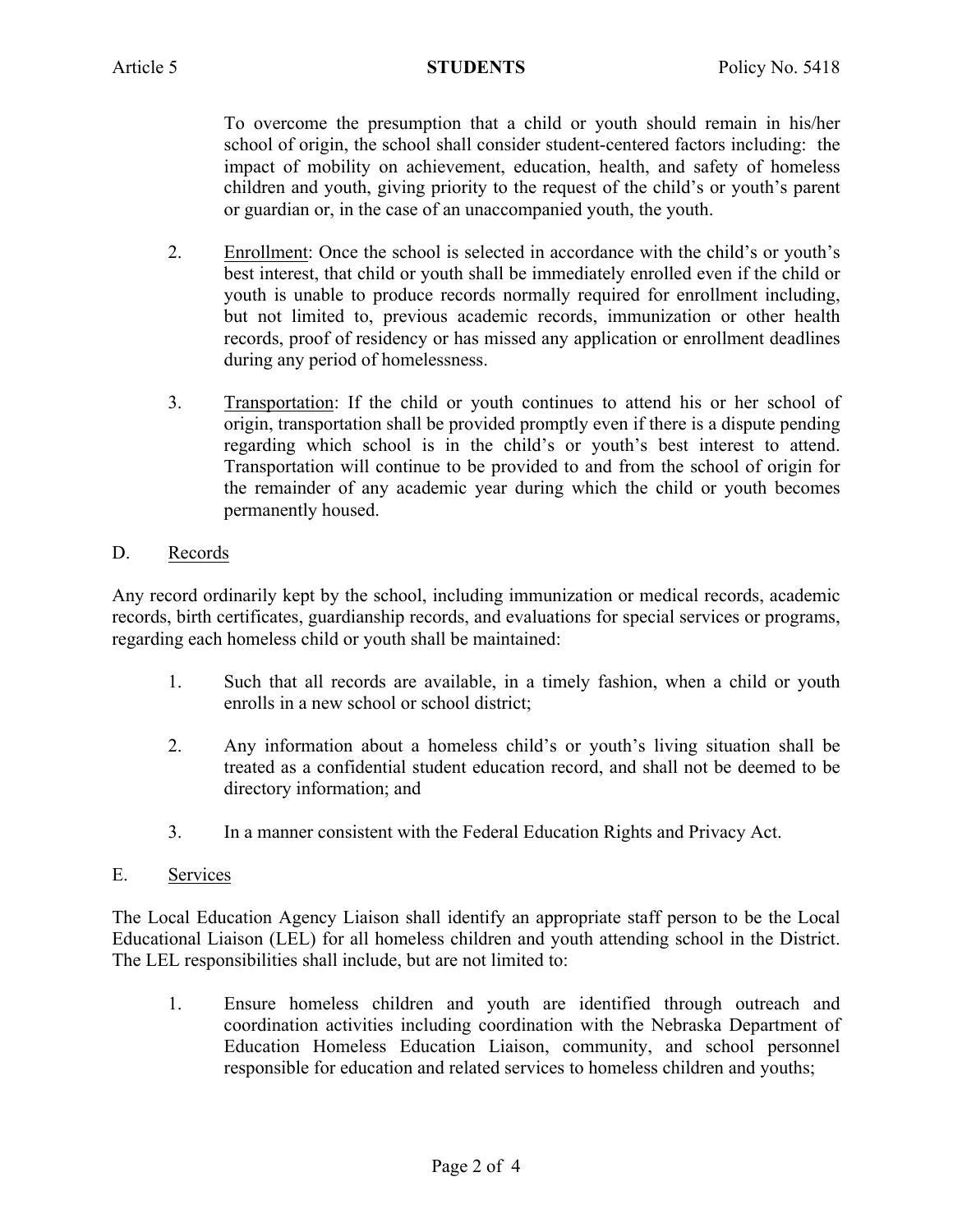To overcome the presumption that a child or youth should remain in his/her school of origin, the school shall consider student-centered factors including: the impact of mobility on achievement, education, health, and safety of homeless children and youth, giving priority to the request of the child's or youth's parent or guardian or, in the case of an unaccompanied youth, the youth.

2. Enrollment: Once the school is selected in accordance with the child's or youth's best interest, that child or youth shall be immediately enrolled even if the child or youth is unable to produce records normally required for enrollment including, but not limited to, previous academic records, immunization or other health records, proof of residency or has missed any application or enrollment deadlines during any period of homelessness.

3. Transportation: If the child or youth continues to attend his or her school of origin, transportation shall be provided promptly even if there is a dispute pending regarding which school is in the child's or youth's best interest to attend. Transportation will continue to be provided to and from the school of origin for the remainder of any academic year during which the child or youth becomes permanently housed.

## D. Records

Any record ordinarily kept by the school, including immunization or medical records, academic records, birth certificates, guardianship records, and evaluations for special services or programs, regarding each homeless child or youth shall be maintained:

1. Such that all records are available, in a timely fashion, when a child or youth enrolls in a new school or school district;

2. Any information about a homeless child's or youth's living situation shall be treated as a confidential student education record, and shall not be deemed to be directory information; and

3. In a manner consistent with the Federal Education Rights and Privacy Act.

## E. Services

The Local Education Agency Liaison shall identify an appropriate staff person to be the Local Educational Liaison (LEL) for all homeless children and youth attending school in the District. The LEL responsibilities shall include, but are not limited to:

1. Ensure homeless children and youth are identified through outreach and coordination activities including coordination with the Nebraska Department of Education Homeless Education Liaison, community, and school personnel responsible for education and related services to homeless children and youths;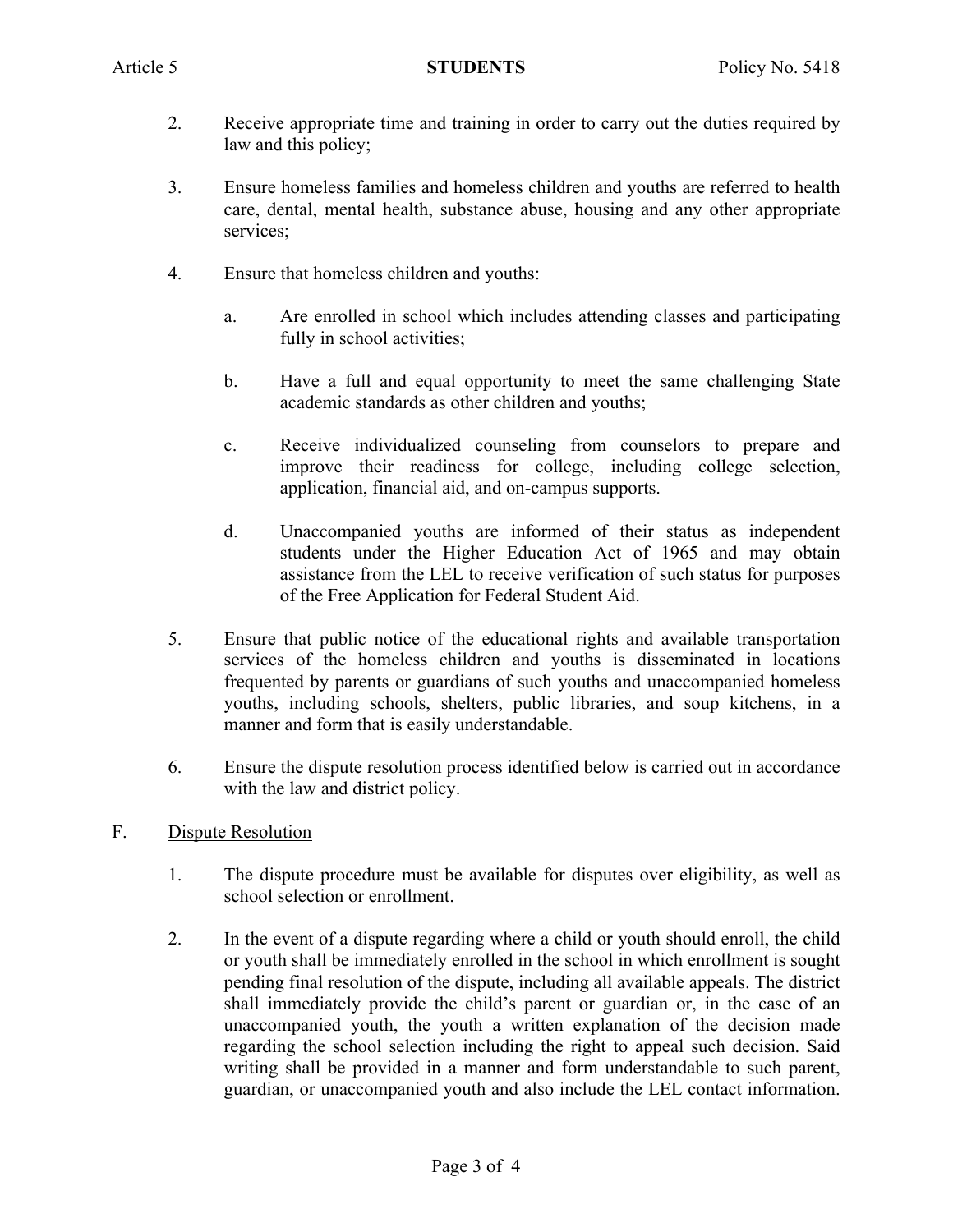2. Receive appropriate time and training in order to carry out the duties required by law and this policy;

3. Ensure homeless families and homeless children and youths are referred to health care, dental, mental health, substance abuse, housing and any other appropriate services;

4. Ensure that homeless children and youths:

   a. Are enrolled in school which includes attending classes and participating fully in school activities;

   b. Have a full and equal opportunity to meet the same challenging State academic standards as other children and youths;

   c. Receive individualized counseling from counselors to prepare and improve their readiness for college, including college selection, application, financial aid, and on-campus supports.

   d. Unaccompanied youths are informed of their status as independent students under the Higher Education Act of 1965 and may obtain assistance from the LEL to receive verification of such status for purposes of the Free Application for Federal Student Aid.

5. Ensure that public notice of the educational rights and available transportation services of the homeless children and youths is disseminated in locations frequented by parents or guardians of such youths and unaccompanied homeless youths, including schools, shelters, public libraries, and soup kitchens, in a manner and form that is easily understandable.

6. Ensure the dispute resolution process identified below is carried out in accordance with the law and district policy.

F. Dispute Resolution

1. The dispute procedure must be available for disputes over eligibility, as well as school selection or enrollment.

2. In the event of a dispute regarding where a child or youth should enroll, the child or youth shall be immediately enrolled in the school in which enrollment is sought pending final resolution of the dispute, including all available appeals. The district shall immediately provide the child's parent or guardian or, in the case of an unaccompanied youth, the youth a written explanation of the decision made regarding the school selection including the right to appeal such decision. Said writing shall be provided in a manner and form understandable to such parent, guardian, or unaccompanied youth and also include the LEL contact information.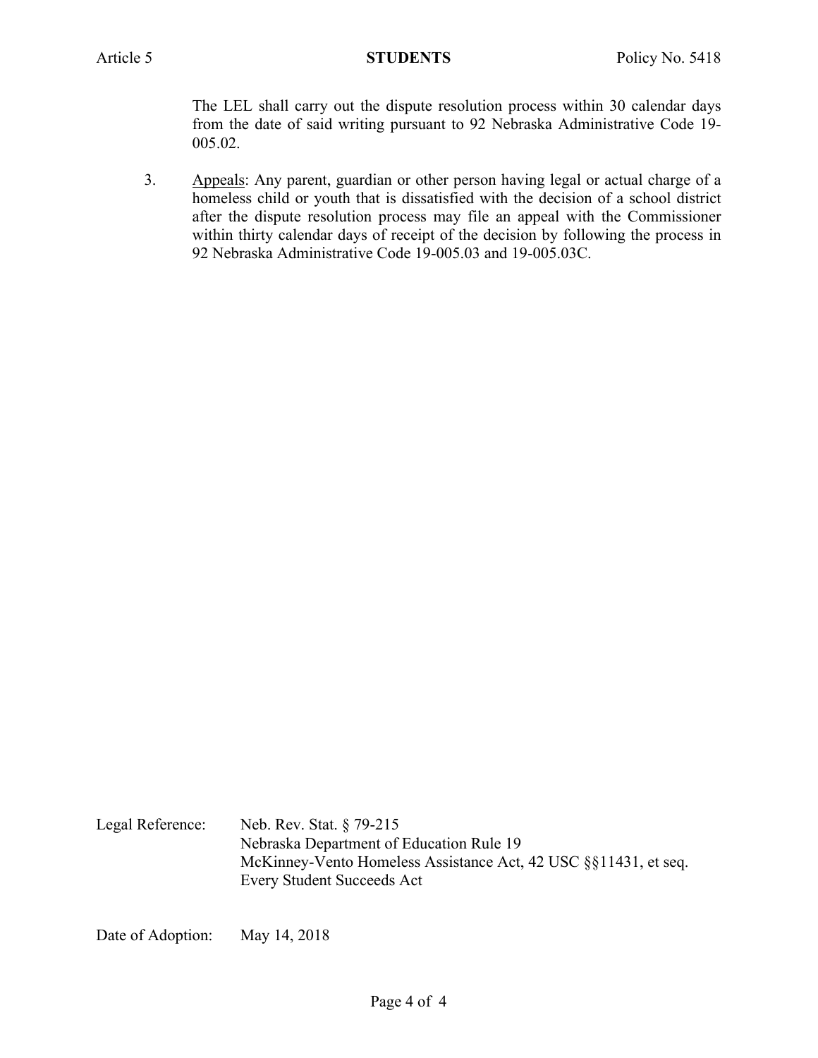The LEL shall carry out the dispute resolution process within 30 calendar days from the date of said writing pursuant to 92 Nebraska Administrative Code 19-005.02.

3. Appeals: Any parent, guardian or other person having legal or actual charge of a homeless child or youth that is dissatisfied with the decision of a school district after the dispute resolution process may file an appeal with the Commissioner within thirty calendar days of receipt of the decision by following the process in 92 Nebraska Administrative Code 19-005.03 and 19-005.03C.

Legal Reference: Neb. Rev. Stat. § 79-215
Nebraska Department of Education Rule 19
McKinney-Vento Homeless Assistance Act, 42 USC §§11431, et seq.
Every Student Succeeds Act

Date of Adoption: May 14, 2018